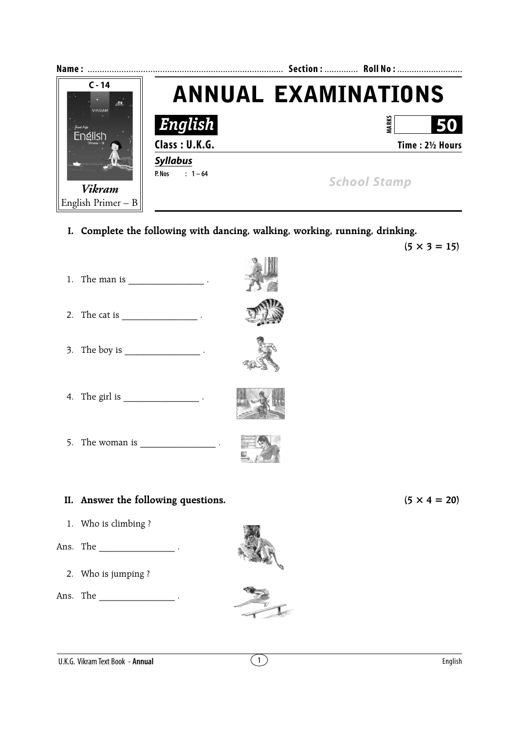Name : ................................................................................ Section : ............. Roll No : ...........................

C - 14

*Vikram*
English Primer – B

# ANNUAL EXAMINATIONS

## *English*

**MARKS** **50**

**Class : U.K.G.** **Time : 2½ Hours**

***Syllabus***

**P. Nos : 1 – 64**

*School Stamp*

**I. Complete the following with dancing, walking, working, running, drinking.** **(5 × 3 = 15)**

1. The man is ________________ .
2. The cat is ________________ .
3. The boy is ________________ .
4. The girl is ________________ .
5. The woman is ________________ .

**II. Answer the following questions.** **(5 × 4 = 20)**

1. Who is climbing ?

Ans. The ________________ .

2. Who is jumping ?

Ans. The ________________ .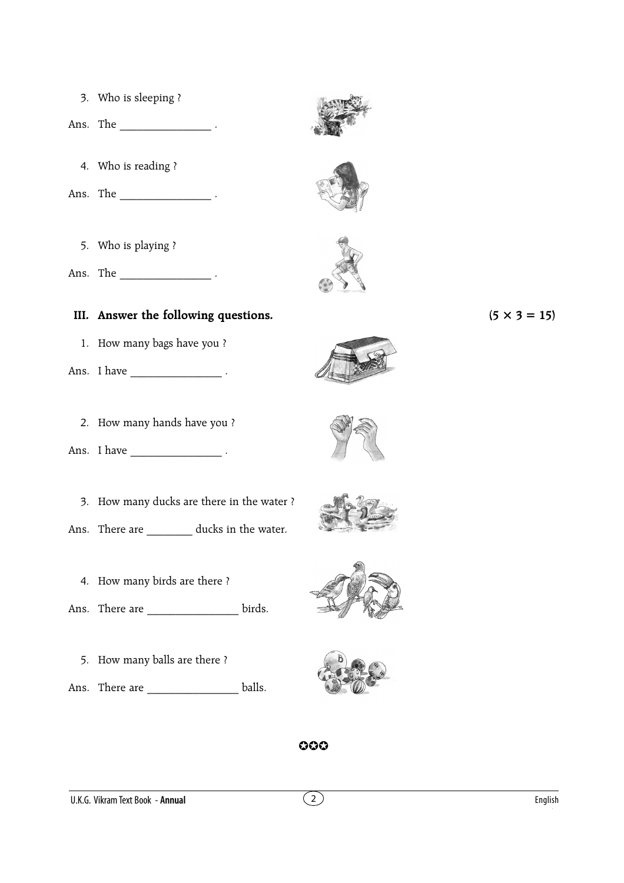3. Who is sleeping ?

Ans. The ________________ .

4. Who is reading ?

Ans. The ________________ .

5. Who is playing ?

Ans. The ________________ .

**III. Answer the following questions.** **(5 × 3 = 15)**

1. How many bags have you ?

Ans. I have ________________ .

2. How many hands have you ?

Ans. I have ________________ .

3. How many ducks are there in the water ?

Ans. There are ________ ducks in the water.

4. How many birds are there ?

Ans. There are ________________ birds.

5. How many balls are there ?

Ans. There are ________________ balls.

✪✪✪